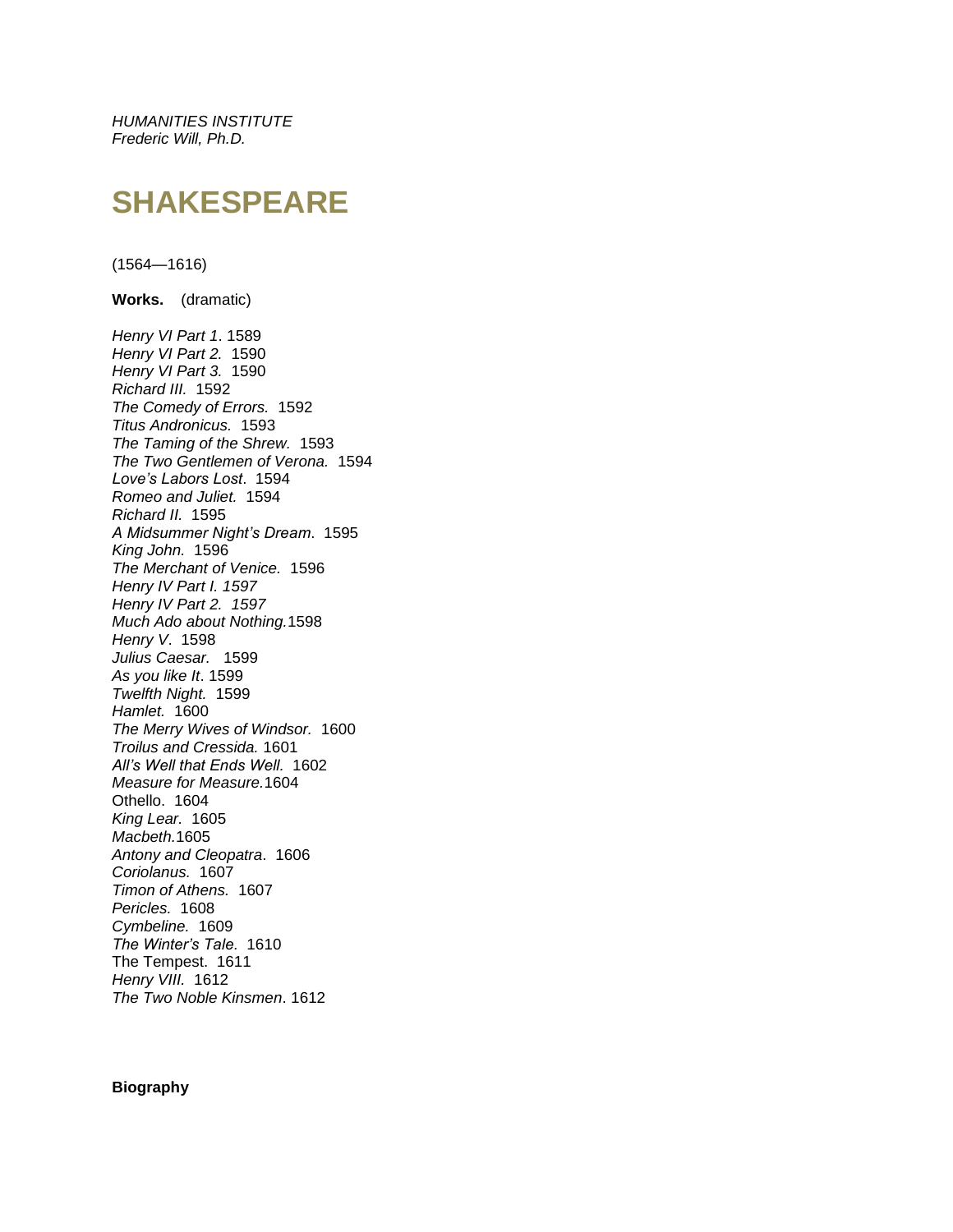*HUMANITIES INSTITUTE*
*Frederic Will, Ph.D.*

# SHAKESPEARE

(1564—1616)

**Works.** (dramatic)

*Henry VI Part 1*. 1589
*Henry VI Part 2.* 1590
*Henry VI Part 3.* 1590
*Richard III.* 1592
*The Comedy of Errors.* 1592
*Titus Andronicus.* 1593
*The Taming of the Shrew.* 1593
*The Two Gentlemen of Verona.* 1594
*Love's Labors Lost*. 1594
*Romeo and Juliet.* 1594
*Richard II.* 1595
*A Midsummer Night's Dream*. 1595
*King John.* 1596
*The Merchant of Venice.* 1596
*Henry IV Part I. 1597*
*Henry IV Part 2. 1597*
*Much Ado about Nothing.*1598
*Henry V*. 1598
*Julius Caesar.* 1599
*As you like It*. 1599
*Twelfth Night.* 1599
*Hamlet.* 1600
*The Merry Wives of Windsor.* 1600
*Troilus and Cressida.* 1601
*All's Well that Ends Well.* 1602
*Measure for Measure.*1604
Othello. 1604
*King Lear*. 1605
*Macbeth.*1605
*Antony and Cleopatra*. 1606
*Coriolanus.* 1607
*Timon of Athens.* 1607
*Pericles.* 1608
*Cymbeline.* 1609
*The Winter's Tale.* 1610
The Tempest. 1611
*Henry VIII.* 1612
*The Two Noble Kinsmen*. 1612

**Biography**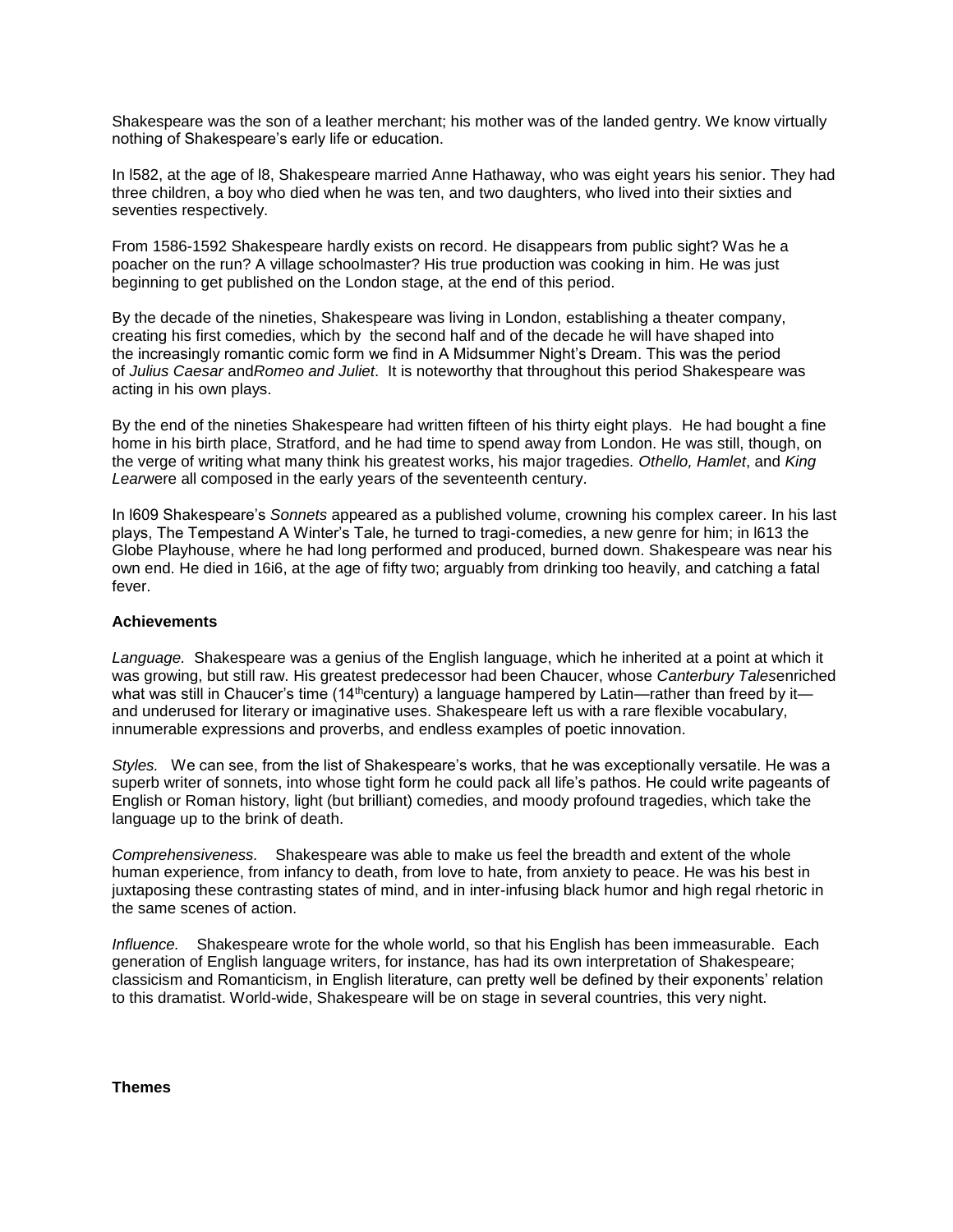Shakespeare was the son of a leather merchant; his mother was of the landed gentry. We know virtually nothing of Shakespeare's early life or education.

In l582, at the age of l8, Shakespeare married Anne Hathaway, who was eight years his senior. They had three children, a boy who died when he was ten, and two daughters, who lived into their sixties and seventies respectively.

From 1586-1592 Shakespeare hardly exists on record. He disappears from public sight? Was he a poacher on the run? A village schoolmaster? His true production was cooking in him. He was just beginning to get published on the London stage, at the end of this period.

By the decade of the nineties, Shakespeare was living in London, establishing a theater company, creating his first comedies, which by the second half and of the decade he will have shaped into the increasingly romantic comic form we find in A Midsummer Night's Dream. This was the period of *Julius Caesar* and*Romeo and Juliet*. It is noteworthy that throughout this period Shakespeare was acting in his own plays.

By the end of the nineties Shakespeare had written fifteen of his thirty eight plays. He had bought a fine home in his birth place, Stratford, and he had time to spend away from London. He was still, though, on the verge of writing what many think his greatest works, his major tragedies. *Othello, Hamlet*, and *King Lear*were all composed in the early years of the seventeenth century.

In l609 Shakespeare's *Sonnets* appeared as a published volume, crowning his complex career. In his last plays, The Tempestand A Winter's Tale, he turned to tragi-comedies, a new genre for him; in l613 the Globe Playhouse, where he had long performed and produced, burned down. Shakespeare was near his own end. He died in 16i6, at the age of fifty two; arguably from drinking too heavily, and catching a fatal fever.

**Achievements**

*Language.* Shakespeare was a genius of the English language, which he inherited at a point at which it was growing, but still raw. His greatest predecessor had been Chaucer, whose *Canterbury Tales*enriched what was still in Chaucer's time (14thcentury) a language hampered by Latin—rather than freed by it—and underused for literary or imaginative uses. Shakespeare left us with a rare flexible vocabulary, innumerable expressions and proverbs, and endless examples of poetic innovation.

*Styles.* We can see, from the list of Shakespeare's works, that he was exceptionally versatile. He was a superb writer of sonnets, into whose tight form he could pack all life's pathos. He could write pageants of English or Roman history, light (but brilliant) comedies, and moody profound tragedies, which take the language up to the brink of death.

*Comprehensiveness.* Shakespeare was able to make us feel the breadth and extent of the whole human experience, from infancy to death, from love to hate, from anxiety to peace. He was his best in juxtaposing these contrasting states of mind, and in inter-infusing black humor and high regal rhetoric in the same scenes of action.

*Influence.* Shakespeare wrote for the whole world, so that his English has been immeasurable. Each generation of English language writers, for instance, has had its own interpretation of Shakespeare; classicism and Romanticism, in English literature, can pretty well be defined by their exponents' relation to this dramatist. World-wide, Shakespeare will be on stage in several countries, this very night.

**Themes**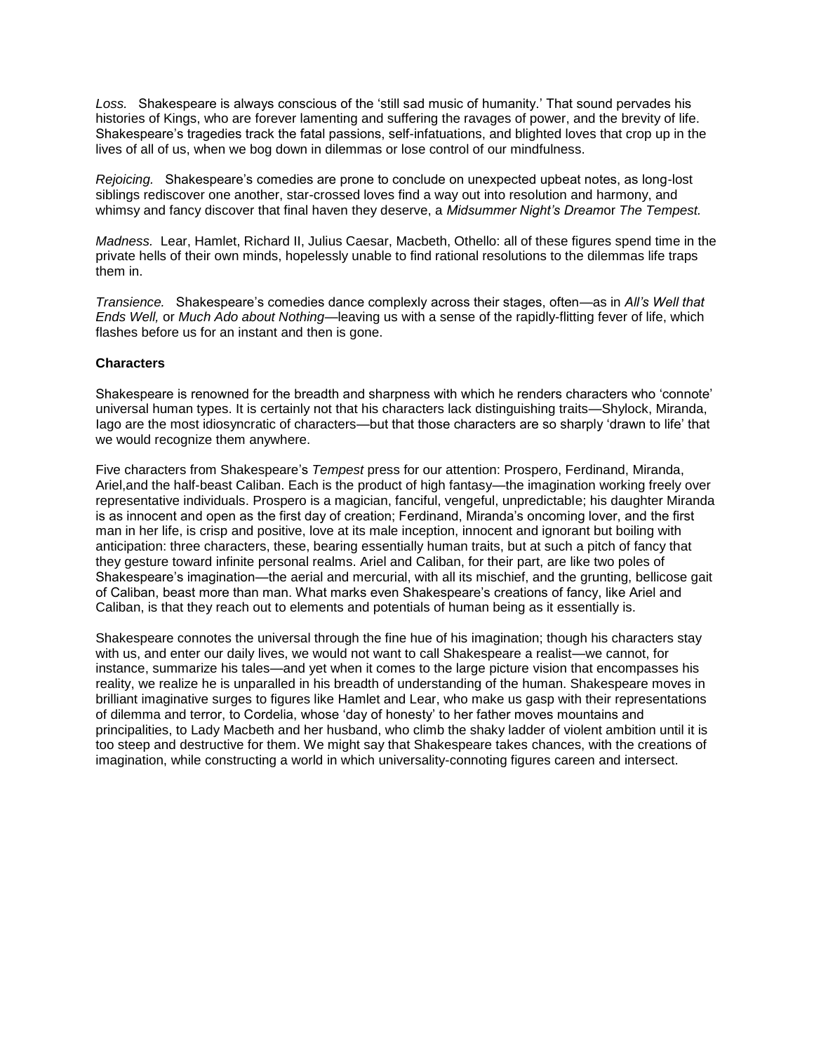*Loss.* Shakespeare is always conscious of the 'still sad music of humanity.' That sound pervades his histories of Kings, who are forever lamenting and suffering the ravages of power, and the brevity of life. Shakespeare's tragedies track the fatal passions, self-infatuations, and blighted loves that crop up in the lives of all of us, when we bog down in dilemmas or lose control of our mindfulness.

*Rejoicing.* Shakespeare's comedies are prone to conclude on unexpected upbeat notes, as long-lost siblings rediscover one another, star-crossed loves find a way out into resolution and harmony, and whimsy and fancy discover that final haven they deserve, a *Midsummer Night's Dream*or *The Tempest.*

*Madness.* Lear, Hamlet, Richard II, Julius Caesar, Macbeth, Othello: all of these figures spend time in the private hells of their own minds, hopelessly unable to find rational resolutions to the dilemmas life traps them in.

*Transience.* Shakespeare's comedies dance complexly across their stages, often—as in *All's Well that Ends Well,* or *Much Ado about Nothing*—leaving us with a sense of the rapidly-flitting fever of life, which flashes before us for an instant and then is gone.

**Characters**

Shakespeare is renowned for the breadth and sharpness with which he renders characters who 'connote' universal human types. It is certainly not that his characters lack distinguishing traits—Shylock, Miranda, Iago are the most idiosyncratic of characters—but that those characters are so sharply 'drawn to life' that we would recognize them anywhere.

Five characters from Shakespeare's *Tempest* press for our attention: Prospero, Ferdinand, Miranda, Ariel,and the half-beast Caliban. Each is the product of high fantasy—the imagination working freely over representative individuals. Prospero is a magician, fanciful, vengeful, unpredictable; his daughter Miranda is as innocent and open as the first day of creation; Ferdinand, Miranda's oncoming lover, and the first man in her life, is crisp and positive, love at its male inception, innocent and ignorant but boiling with anticipation: three characters, these, bearing essentially human traits, but at such a pitch of fancy that they gesture toward infinite personal realms. Ariel and Caliban, for their part, are like two poles of Shakespeare's imagination—the aerial and mercurial, with all its mischief, and the grunting, bellicose gait of Caliban, beast more than man. What marks even Shakespeare's creations of fancy, like Ariel and Caliban, is that they reach out to elements and potentials of human being as it essentially is.

Shakespeare connotes the universal through the fine hue of his imagination; though his characters stay with us, and enter our daily lives, we would not want to call Shakespeare a realist—we cannot, for instance, summarize his tales—and yet when it comes to the large picture vision that encompasses his reality, we realize he is unparalled in his breadth of understanding of the human. Shakespeare moves in brilliant imaginative surges to figures like Hamlet and Lear, who make us gasp with their representations of dilemma and terror, to Cordelia, whose 'day of honesty' to her father moves mountains and principalities, to Lady Macbeth and her husband, who climb the shaky ladder of violent ambition until it is too steep and destructive for them. We might say that Shakespeare takes chances, with the creations of imagination, while constructing a world in which universality-connoting figures careen and intersect.